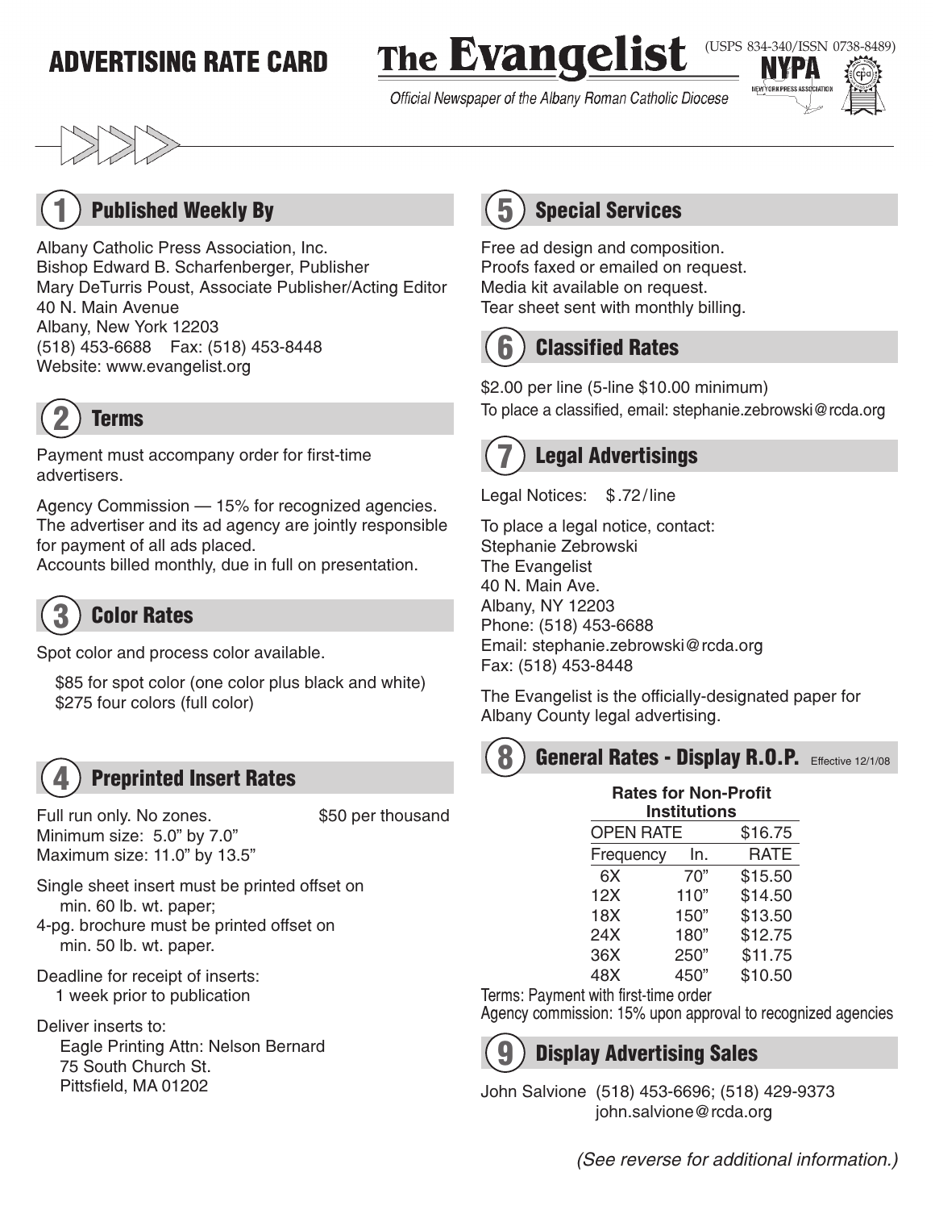# ADVERTISING RATE CARD

# The Evangelist

(USPS 834-340/ISSN 0738-8489)

*Official Newspaper of the Albany Roman Catholic Diocese*

NYPA

## 1 Published Weekly By

Albany Catholic Press Association, Inc.
Bishop Edward B. Scharfenberger, Publisher
Mary DeTurris Poust, Associate Publisher/Acting Editor
40 N. Main Avenue
Albany, New York 12203
(518) 453-6688    Fax: (518) 453-8448
Website: www.evangelist.org

## 2 Terms

Payment must accompany order for first-time advertisers.

Agency Commission — 15% for recognized agencies. The advertiser and its ad agency are jointly responsible for payment of all ads placed.
Accounts billed monthly, due in full on presentation.

## 3 Color Rates

Spot color and process color available.

$85 for spot color (one color plus black and white)
$275 four colors (full color)

## 4 Preprinted Insert Rates

Full run only. No zones. $50 per thousand
Minimum size: 5.0" by 7.0"
Maximum size: 11.0" by 13.5"

Single sheet insert must be printed offset on min. 60 lb. wt. paper;
4-pg. brochure must be printed offset on min. 50 lb. wt. paper.

Deadline for receipt of inserts:
1 week prior to publication

Deliver inserts to:
Eagle Printing Attn: Nelson Bernard
75 South Church St.
Pittsfield, MA 01202

## 5 Special Services

Free ad design and composition.
Proofs faxed or emailed on request.
Media kit available on request.
Tear sheet sent with monthly billing.

## 6 Classified Rates

$2.00 per line (5-line $10.00 minimum)
To place a classified, email: stephanie.zebrowski@rcda.org

## 7 Legal Advertisings

Legal Notices: $.72/line

To place a legal notice, contact:
Stephanie Zebrowski
The Evangelist
40 N. Main Ave.
Albany, NY 12203
Phone: (518) 453-6688
Email: stephanie.zebrowski@rcda.org
Fax: (518) 453-8448

The Evangelist is the officially-designated paper for Albany County legal advertising.

## 8 General Rates - Display R.O.P. Effective 12/1/08

**Rates for Non-Profit Institutions**

| OPEN RATE | | $16.75 |
|---|---|---|
| Frequency | In. | RATE |
| 6X | 70" | $15.50 |
| 12X | 110" | $14.50 |
| 18X | 150" | $13.50 |
| 24X | 180" | $12.75 |
| 36X | 250" | $11.75 |
| 48X | 450" | $10.50 |

Terms: Payment with first-time order
Agency commission: 15% upon approval to recognized agencies

## 9 Display Advertising Sales

John Salvione (518) 453-6696; (518) 429-9373
john.salvione@rcda.org

*(See reverse for additional information.)*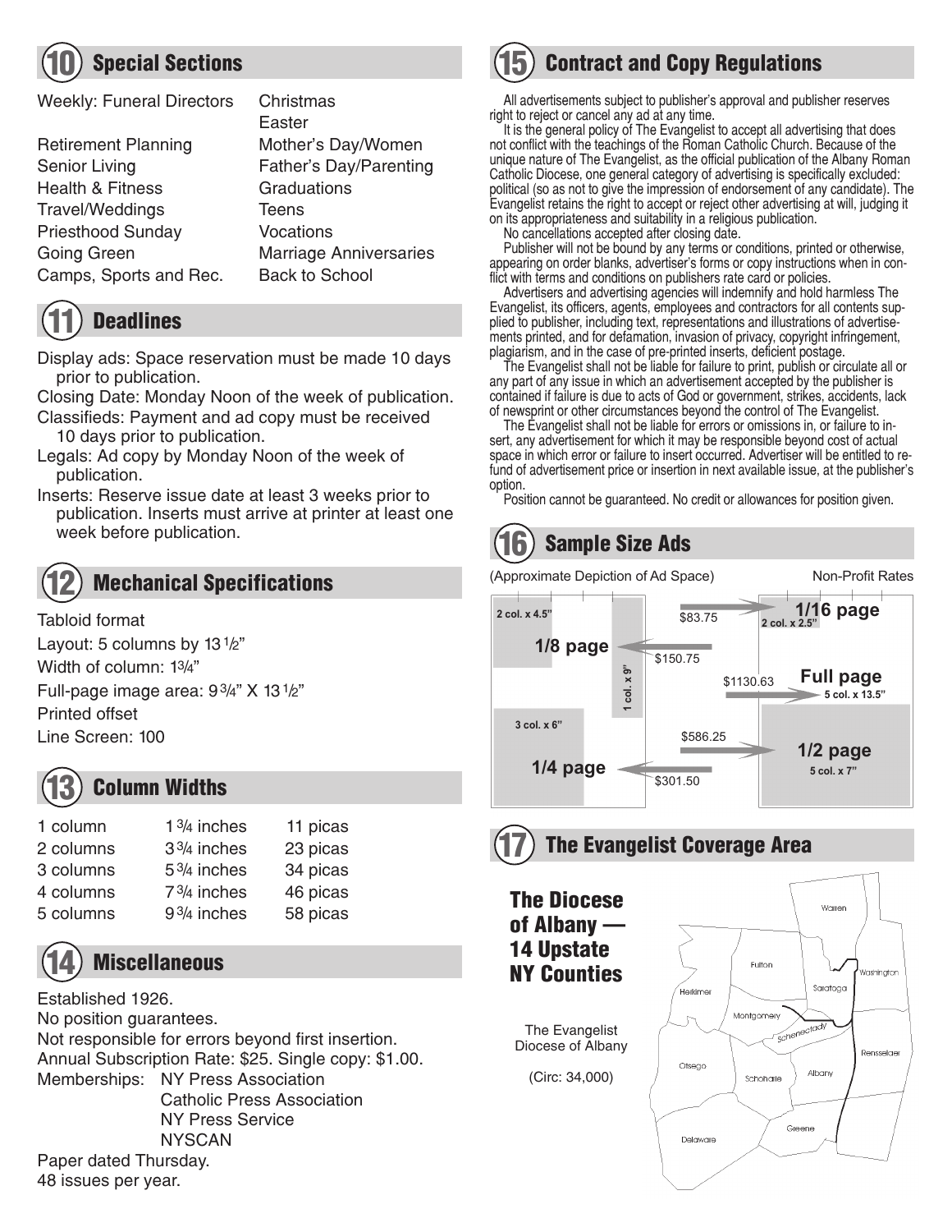## 10 Special Sections

| | |
|---|---|
| Weekly: Funeral Directors | Christmas |
| | Easter |
| Retirement Planning | Mother's Day/Women |
| Senior Living | Father's Day/Parenting |
| Health & Fitness | Graduations |
| Travel/Weddings | Teens |
| Priesthood Sunday | Vocations |
| Going Green | Marriage Anniversaries |
| Camps, Sports and Rec. | Back to School |

## 11 Deadlines

Display ads: Space reservation must be made 10 days prior to publication.

Closing Date: Monday Noon of the week of publication.

Classifieds: Payment and ad copy must be received 10 days prior to publication.

Legals: Ad copy by Monday Noon of the week of publication.

Inserts: Reserve issue date at least 3 weeks prior to publication. Inserts must arrive at printer at least one week before publication.

## 12 Mechanical Specifications

Tabloid format

Layout: 5 columns by 13 1/2"

Width of column: 1 3/4"

Full-page image area: 9 3/4" X 13 1/2"

Printed offset

Line Screen: 100

## 13 Column Widths

| | | |
|---|---|---|
| 1 column | 1 3/4 inches | 11 picas |
| 2 columns | 3 3/4 inches | 23 picas |
| 3 columns | 5 3/4 inches | 34 picas |
| 4 columns | 7 3/4 inches | 46 picas |
| 5 columns | 9 3/4 inches | 58 picas |

## 14 Miscellaneous

Established 1926.

No position guarantees.

Not responsible for errors beyond first insertion.

Annual Subscription Rate: $25. Single copy: $1.00.

Memberships: NY Press Association
Catholic Press Association
NY Press Service
NYSCAN

Paper dated Thursday.

48 issues per year.

## 15 Contract and Copy Regulations

All advertisements subject to publisher's approval and publisher reserves right to reject or cancel any ad at any time.

It is the general policy of The Evangelist to accept all advertising that does not conflict with the teachings of the Roman Catholic Church. Because of the unique nature of The Evangelist, as the official publication of the Albany Roman Catholic Diocese, one general category of advertising is specifically excluded: political (so as not to give the impression of endorsement of any candidate). The Evangelist retains the right to accept or reject other advertising at will, judging it on its appropriateness and suitability in a religious publication.

No cancellations accepted after closing date.

Publisher will not be bound by any terms or conditions, printed or otherwise, appearing on order blanks, advertiser's forms or copy instructions when in conflict with terms and conditions on publishers rate card or policies.

Advertisers and advertising agencies will indemnify and hold harmless The Evangelist, its officers, agents, employees and contractors for all contents supplied to publisher, including text, representations and illustrations of advertisements printed, and for defamation, invasion of privacy, copyright infringement, plagiarism, and in the case of pre-printed inserts, deficient postage.

The Evangelist shall not be liable for failure to print, publish or circulate all or any part of any issue in which an advertisement accepted by the publisher is contained if failure is due to acts of God or government, strikes, accidents, lack of newsprint or other circumstances beyond the control of The Evangelist.

The Evangelist shall not be liable for errors or omissions in, or failure to insert, any advertisement for which it may be responsible beyond cost of actual space in which error or failure to insert occurred. Advertiser will be entitled to refund of advertisement price or insertion in next available issue, at the publisher's option.

Position cannot be guaranteed. No credit or allowances for position given.

## 16 Sample Size Ads

(Approximate Depiction of Ad Space)

Non-Profit Rates

2 col. x 4.5"
1/8 page
$150.75

1 col. x 9"

$83.75
1/16 page
2 col. x 2.5"

$1130.63
Full page
5 col. x 13.5"

3 col. x 6"
1/4 page
$301.50

$586.25
1/2 page
5 col. x 7"

## 17 The Evangelist Coverage Area

**The Diocese of Albany — 14 Upstate NY Counties**

The Evangelist
Diocese of Albany

(Circ: 34,000)

Warren
Fulton
Washington
Herkimer
Saratoga
Montgomery
Schenectady
Rensselaer
Otsego
Schoharie
Albany
Greene
Delaware